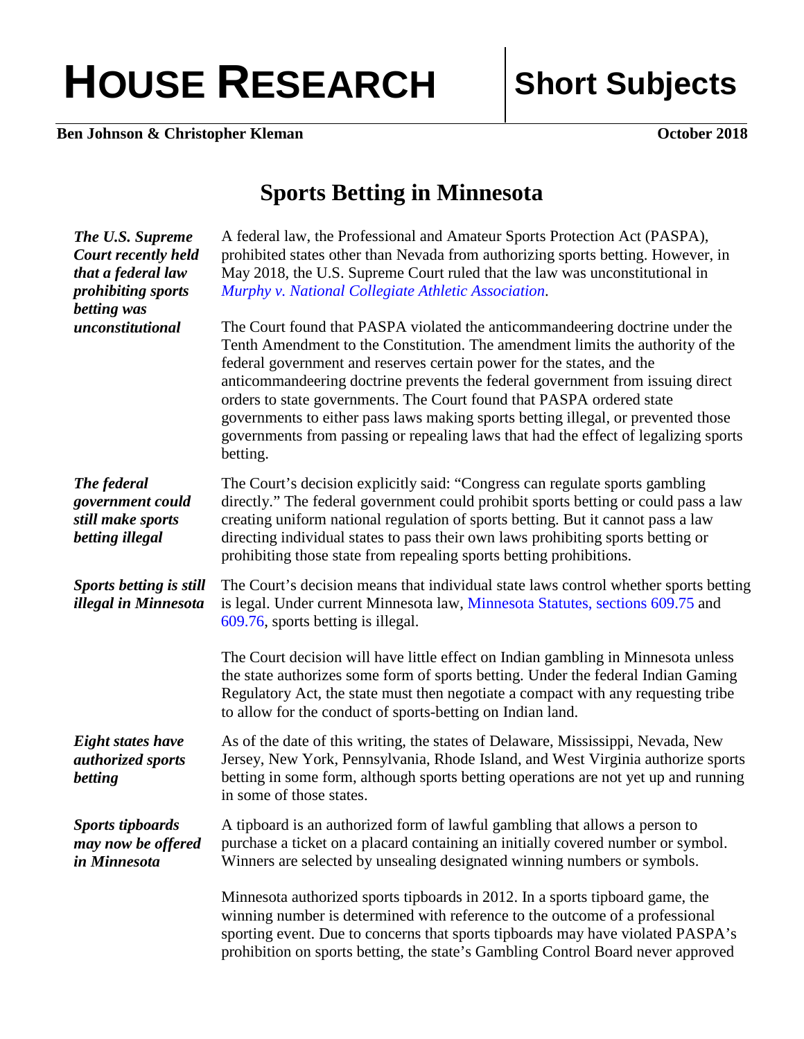# HOUSE RESEARCH | Short Subjects

**Ben Johnson & Christopher Kleman** **October 2018**

## Sports Betting in Minnesota

***The U.S. Supreme Court recently held that a federal law prohibiting sports betting was unconstitutional***

A federal law, the Professional and Amateur Sports Protection Act (PASPA), prohibited states other than Nevada from authorizing sports betting. However, in May 2018, the U.S. Supreme Court ruled that the law was unconstitutional in *Murphy v. National Collegiate Athletic Association*.

The Court found that PASPA violated the anticommandeering doctrine under the Tenth Amendment to the Constitution. The amendment limits the authority of the federal government and reserves certain power for the states, and the anticommandeering doctrine prevents the federal government from issuing direct orders to state governments. The Court found that PASPA ordered state governments to either pass laws making sports betting illegal, or prevented those governments from passing or repealing laws that had the effect of legalizing sports betting.

***The federal government could still make sports betting illegal***

The Court's decision explicitly said: "Congress can regulate sports gambling directly." The federal government could prohibit sports betting or could pass a law creating uniform national regulation of sports betting. But it cannot pass a law directing individual states to pass their own laws prohibiting sports betting or prohibiting those state from repealing sports betting prohibitions.

***Sports betting is still illegal in Minnesota***

The Court's decision means that individual state laws control whether sports betting is legal. Under current Minnesota law, Minnesota Statutes, sections 609.75 and 609.76, sports betting is illegal.

The Court decision will have little effect on Indian gambling in Minnesota unless the state authorizes some form of sports betting. Under the federal Indian Gaming Regulatory Act, the state must then negotiate a compact with any requesting tribe to allow for the conduct of sports-betting on Indian land.

***Eight states have authorized sports betting***

As of the date of this writing, the states of Delaware, Mississippi, Nevada, New Jersey, New York, Pennsylvania, Rhode Island, and West Virginia authorize sports betting in some form, although sports betting operations are not yet up and running in some of those states.

***Sports tipboards may now be offered in Minnesota***

A tipboard is an authorized form of lawful gambling that allows a person to purchase a ticket on a placard containing an initially covered number or symbol. Winners are selected by unsealing designated winning numbers or symbols.

Minnesota authorized sports tipboards in 2012. In a sports tipboard game, the winning number is determined with reference to the outcome of a professional sporting event. Due to concerns that sports tipboards may have violated PASPA's prohibition on sports betting, the state's Gambling Control Board never approved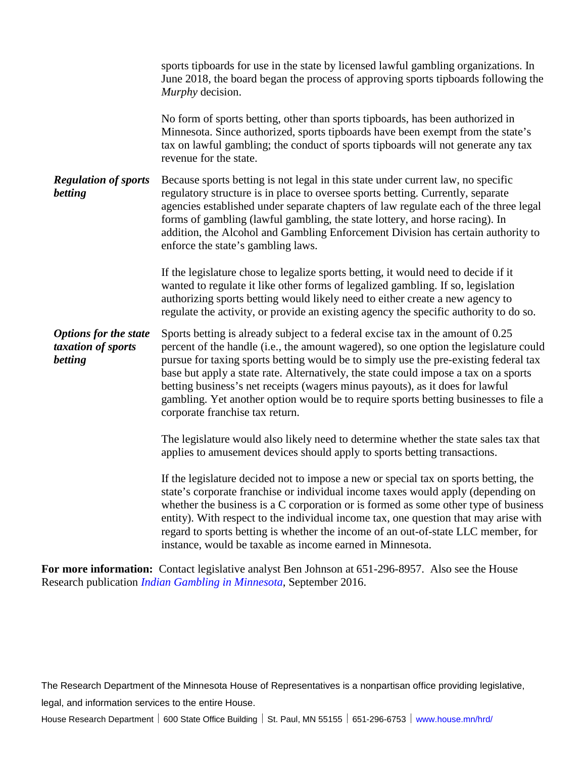sports tipboards for use in the state by licensed lawful gambling organizations. In June 2018, the board began the process of approving sports tipboards following the *Murphy* decision.

No form of sports betting, other than sports tipboards, has been authorized in Minnesota. Since authorized, sports tipboards have been exempt from the state's tax on lawful gambling; the conduct of sports tipboards will not generate any tax revenue for the state.

***Regulation of sports betting***

Because sports betting is not legal in this state under current law, no specific regulatory structure is in place to oversee sports betting. Currently, separate agencies established under separate chapters of law regulate each of the three legal forms of gambling (lawful gambling, the state lottery, and horse racing). In addition, the Alcohol and Gambling Enforcement Division has certain authority to enforce the state's gambling laws.

If the legislature chose to legalize sports betting, it would need to decide if it wanted to regulate it like other forms of legalized gambling. If so, legislation authorizing sports betting would likely need to either create a new agency to regulate the activity, or provide an existing agency the specific authority to do so.

***Options for the state taxation of sports betting***

Sports betting is already subject to a federal excise tax in the amount of 0.25 percent of the handle (i.e., the amount wagered), so one option the legislature could pursue for taxing sports betting would be to simply use the pre-existing federal tax base but apply a state rate. Alternatively, the state could impose a tax on a sports betting business's net receipts (wagers minus payouts), as it does for lawful gambling. Yet another option would be to require sports betting businesses to file a corporate franchise tax return.

The legislature would also likely need to determine whether the state sales tax that applies to amusement devices should apply to sports betting transactions.

If the legislature decided not to impose a new or special tax on sports betting, the state's corporate franchise or individual income taxes would apply (depending on whether the business is a C corporation or is formed as some other type of business entity). With respect to the individual income tax, one question that may arise with regard to sports betting is whether the income of an out-of-state LLC member, for instance, would be taxable as income earned in Minnesota.

**For more information:** Contact legislative analyst Ben Johnson at 651-296-8957. Also see the House Research publication *Indian Gambling in Minnesota*, September 2016.

The Research Department of the Minnesota House of Representatives is a nonpartisan office providing legislative, legal, and information services to the entire House.

House Research Department | 600 State Office Building | St. Paul, MN 55155 | 651-296-6753 | www.house.mn/hrd/